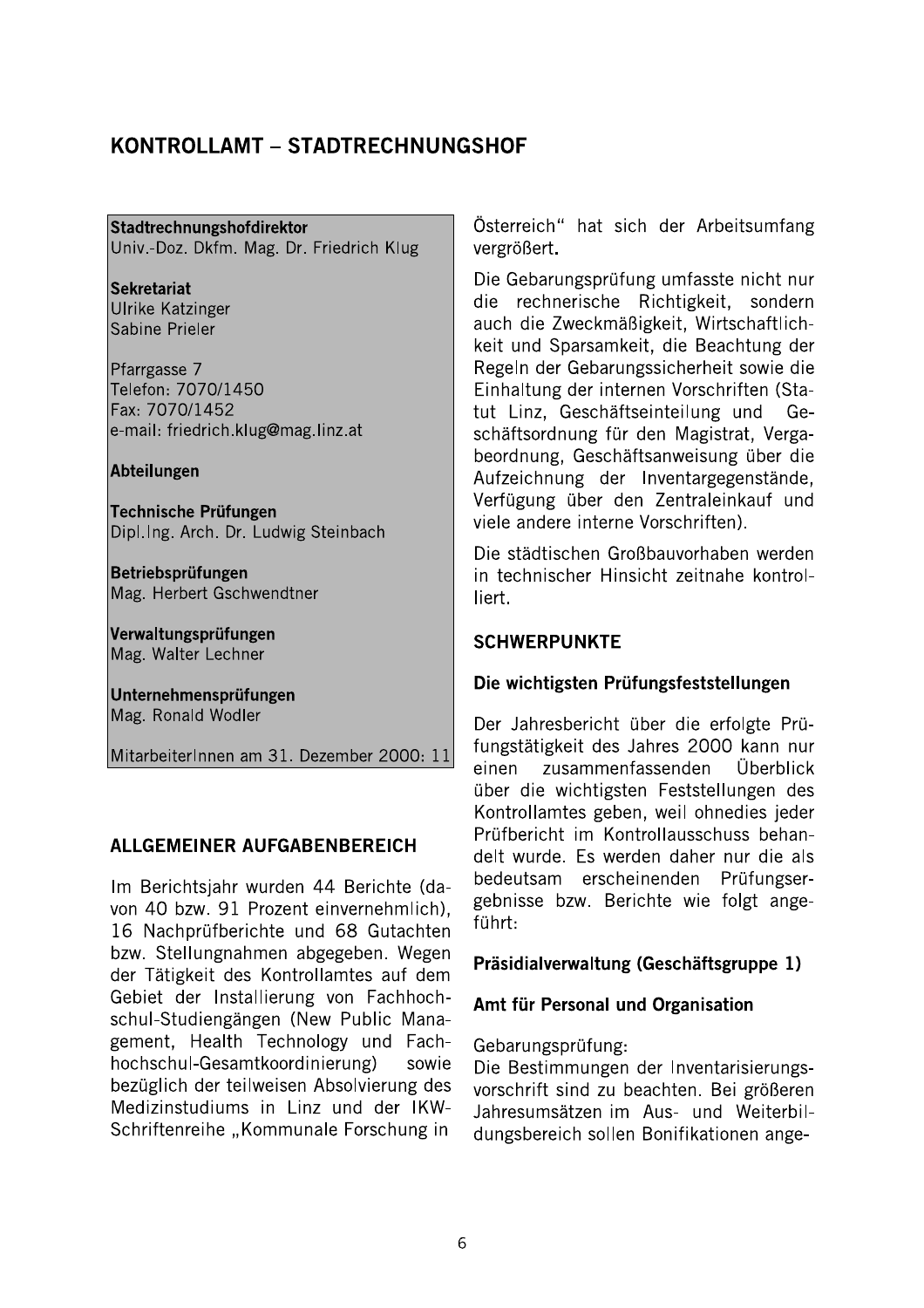## KONTROLLAMT – STADTRECHNUNGSHOF

**Stadtrechnungshofdirektor**
Univ.-Doz. Dkfm. Mag. Dr. Friedrich Klug

**Sekretariat**
Ulrike Katzinger
Sabine Prieler

Pfarrgasse 7
Telefon: 7070/1450
Fax: 7070/1452
e-mail: friedrich.klug@mag.linz.at

**Abteilungen**

**Technische Prüfungen**
Dipl.Ing. Arch. Dr. Ludwig Steinbach

**Betriebsprüfungen**
Mag. Herbert Gschwendtner

**Verwaltungsprüfungen**
Mag. Walter Lechner

**Unternehmensprüfungen**
Mag. Ronald Wodler

MitarbeiterInnen am 31. Dezember 2000: 11

### ALLGEMEINER AUFGABENBEREICH

Im Berichtsjahr wurden 44 Berichte (davon 40 bzw. 91 Prozent einvernehmlich), 16 Nachprüfberichte und 68 Gutachten bzw. Stellungnahmen abgegeben. Wegen der Tätigkeit des Kontrollamtes auf dem Gebiet der Installierung von Fachhochschul-Studiengängen (New Public Management, Health Technology und Fachhochschul-Gesamtkoordinierung) sowie bezüglich der teilweisen Absolvierung des Medizinstudiums in Linz und der IKW-Schriftenreihe „Kommunale Forschung in Österreich" hat sich der Arbeitsumfang vergrößert.

Die Gebarungsprüfung umfasste nicht nur die rechnerische Richtigkeit, sondern auch die Zweckmäßigkeit, Wirtschaftlichkeit und Sparsamkeit, die Beachtung der Regeln der Gebarungssicherheit sowie die Einhaltung der internen Vorschriften (Statut Linz, Geschäftseinteilung und Geschäftsordnung für den Magistrat, Vergabeordnung, Geschäftsanweisung über die Aufzeichnung der Inventargegenstände, Verfügung über den Zentraleinkauf und viele andere interne Vorschriften).

Die städtischen Großbauvorhaben werden in technischer Hinsicht zeitnahe kontrolliert.

### SCHWERPUNKTE

#### Die wichtigsten Prüfungsfeststellungen

Der Jahresbericht über die erfolgte Prüfungstätigkeit des Jahres 2000 kann nur einen zusammenfassenden Überblick über die wichtigsten Feststellungen des Kontrollamtes geben, weil ohnedies jeder Prüfbericht im Kontrollausschuss behandelt wurde. Es werden daher nur die als bedeutsam erscheinenden Prüfungsergebnisse bzw. Berichte wie folgt angeführt:

#### Präsidialverwaltung (Geschäftsgruppe 1)

#### Amt für Personal und Organisation

Gebarungsprüfung:
Die Bestimmungen der Inventarisierungsvorschrift sind zu beachten. Bei größeren Jahresumsätzen im Aus- und Weiterbildungsbereich sollen Bonifikationen ange-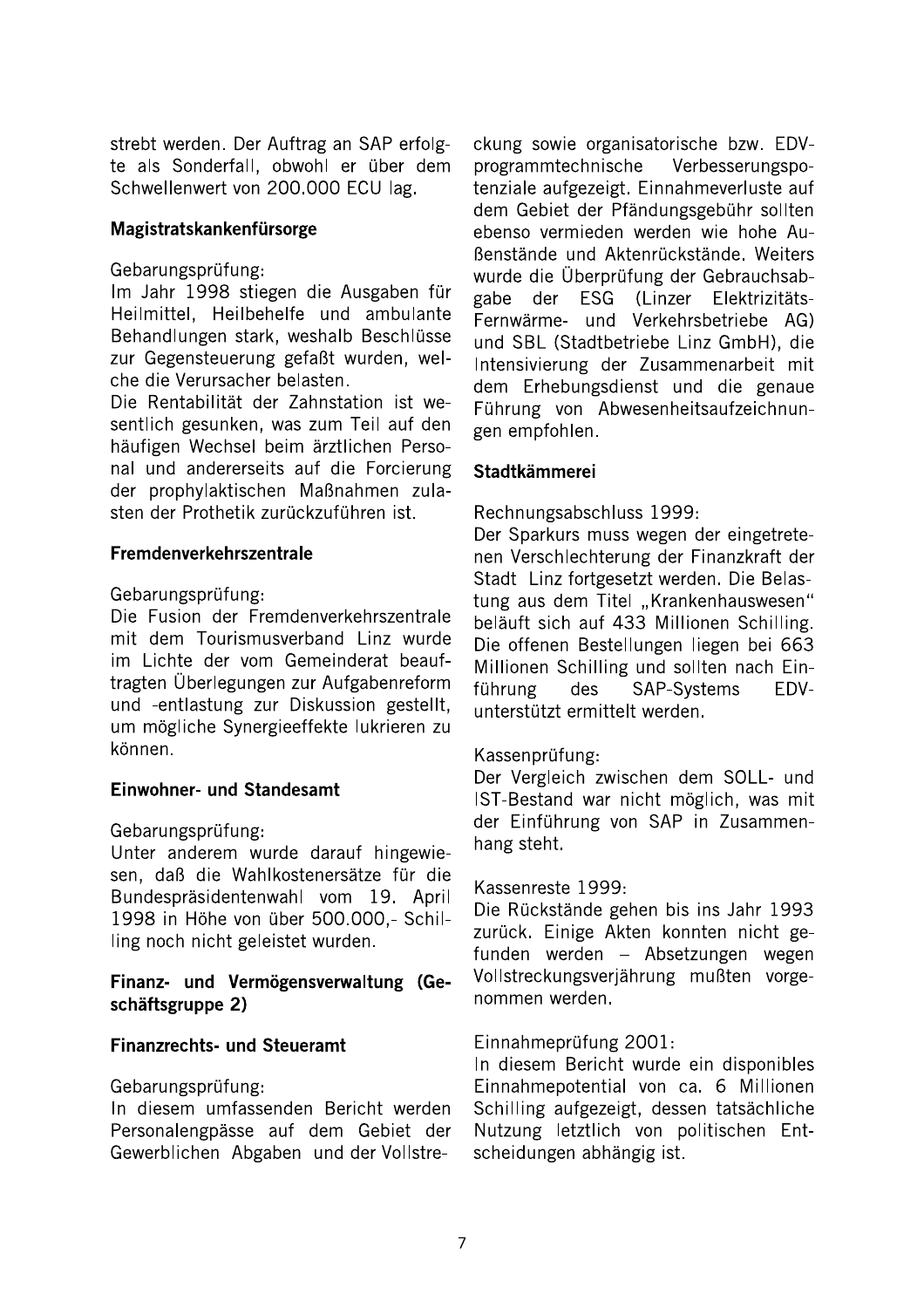strebt werden. Der Auftrag an SAP erfolgte als Sonderfall, obwohl er über dem Schwellenwert von 200.000 ECU lag.

**Magistratskankenfürsorge**

Gebarungsprüfung:
Im Jahr 1998 stiegen die Ausgaben für Heilmittel, Heilbehelfe und ambulante Behandlungen stark, weshalb Beschlüsse zur Gegensteuerung gefaßt wurden, welche die Verursacher belasten.
Die Rentabilität der Zahnstation ist wesentlich gesunken, was zum Teil auf den häufigen Wechsel beim ärztlichen Personal und andererseits auf die Forcierung der prophylaktischen Maßnahmen zulasten der Prothetik zurückzuführen ist.

**Fremdenverkehrszentrale**

Gebarungsprüfung:
Die Fusion der Fremdenverkehrszentrale mit dem Tourismusverband Linz wurde im Lichte der vom Gemeinderat beauftragten Überlegungen zur Aufgabenreform und -entlastung zur Diskussion gestellt, um mögliche Synergieeffekte lukrieren zu können.

**Einwohner- und Standesamt**

Gebarungsprüfung:
Unter anderem wurde darauf hingewiesen, daß die Wahlkostenersätze für die Bundespräsidentenwahl vom 19. April 1998 in Höhe von über 500.000,- Schilling noch nicht geleistet wurden.

**Finanz- und Vermögensverwaltung (Geschäftsgruppe 2)**

**Finanzrechts- und Steueramt**

Gebarungsprüfung:
In diesem umfassenden Bericht werden Personalengpässe auf dem Gebiet der Gewerblichen Abgaben und der Vollstreckung sowie organisatorische bzw. EDV-programmtechnische Verbesserungspotenziale aufgezeigt. Einnahmeverluste auf dem Gebiet der Pfändungsgebühr sollten ebenso vermieden werden wie hohe Außenstände und Aktenrückstände. Weiters wurde die Überprüfung der Gebrauchsabgabe der ESG (Linzer Elektrizitäts-Fernwärme- und Verkehrsbetriebe AG) und SBL (Stadtbetriebe Linz GmbH), die Intensivierung der Zusammenarbeit mit dem Erhebungsdienst und die genaue Führung von Abwesenheitsaufzeichnungen empfohlen.

**Stadtkämmerei**

Rechnungsabschluss 1999:
Der Sparkurs muss wegen der eingetretenen Verschlechterung der Finanzkraft der Stadt Linz fortgesetzt werden. Die Belastung aus dem Titel „Krankenhauswesen" beläuft sich auf 433 Millionen Schilling. Die offenen Bestellungen liegen bei 663 Millionen Schilling und sollten nach Einführung des SAP-Systems EDV-unterstützt ermittelt werden.

Kassenprüfung:
Der Vergleich zwischen dem SOLL- und IST-Bestand war nicht möglich, was mit der Einführung von SAP in Zusammenhang steht.

Kassenreste 1999:
Die Rückstände gehen bis ins Jahr 1993 zurück. Einige Akten konnten nicht gefunden werden – Absetzungen wegen Vollstreckungsverjährung mußten vorgenommen werden.

Einnahmeprüfung 2001:
In diesem Bericht wurde ein disponibles Einnahmepotential von ca. 6 Millionen Schilling aufgezeigt, dessen tatsächliche Nutzung letztlich von politischen Entscheidungen abhängig ist.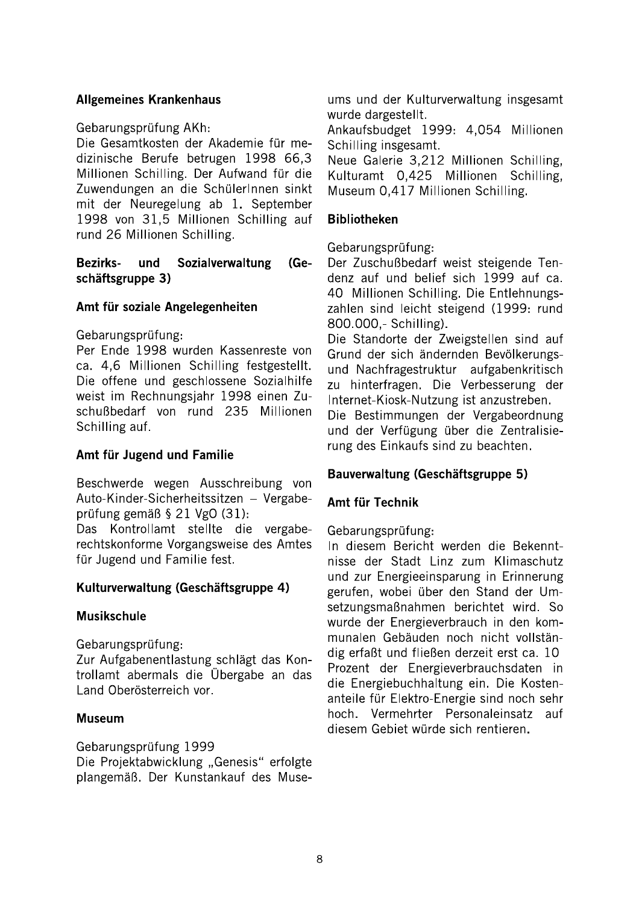### Allgemeines Krankenhaus

Gebarungsprüfung AKh:

Die Gesamtkosten der Akademie für medizinische Berufe betrugen 1998 66,3 Millionen Schilling. Der Aufwand für die Zuwendungen an die SchülerInnen sinkt mit der Neuregelung ab 1. September 1998 von 31,5 Millionen Schilling auf rund 26 Millionen Schilling.

### Bezirks- und Sozialverwaltung (Geschäftsgruppe 3)

### Amt für soziale Angelegenheiten

Gebarungsprüfung:

Per Ende 1998 wurden Kassenreste von ca. 4,6 Millionen Schilling festgestellt. Die offene und geschlossene Sozialhilfe weist im Rechnungsjahr 1998 einen Zuschußbedarf von rund 235 Millionen Schilling auf.

### Amt für Jugend und Familie

Beschwerde wegen Ausschreibung von Auto-Kinder-Sicherheitssitzen – Vergabeprüfung gemäß § 21 VgO (31):

Das Kontrollamt stellte die vergaberechtskonforme Vorgangsweise des Amtes für Jugend und Familie fest.

### Kulturverwaltung (Geschäftsgruppe 4)

### Musikschule

Gebarungsprüfung:

Zur Aufgabenentlastung schlägt das Kontrollamt abermals die Übergabe an das Land Oberösterreich vor.

### Museum

Gebarungsprüfung 1999

Die Projektabwicklung „Genesis" erfolgte plangemäß. Der Kunstankauf des Museums und der Kulturverwaltung insgesamt wurde dargestellt.

Ankaufsbudget 1999: 4,054 Millionen Schilling insgesamt.

Neue Galerie 3,212 Millionen Schilling, Kulturamt 0,425 Millionen Schilling, Museum 0,417 Millionen Schilling.

### Bibliotheken

Gebarungsprüfung:

Der Zuschußbedarf weist steigende Tendenz auf und belief sich 1999 auf ca. 40 Millionen Schilling. Die Entlehnungszahlen sind leicht steigend (1999: rund 800.000,- Schilling).

Die Standorte der Zweigstellen sind auf Grund der sich ändernden Bevölkerungs- und Nachfragestruktur aufgabenkritisch zu hinterfragen. Die Verbesserung der Internet-Kiosk-Nutzung ist anzustreben.

Die Bestimmungen der Vergabeordnung und der Verfügung über die Zentralisierung des Einkaufs sind zu beachten.

### Bauverwaltung (Geschäftsgruppe 5)

### Amt für Technik

Gebarungsprüfung:

In diesem Bericht werden die Bekenntnisse der Stadt Linz zum Klimaschutz und zur Energieeinsparung in Erinnerung gerufen, wobei über den Stand der Umsetzungsmaßnahmen berichtet wird. So wurde der Energieverbrauch in den kommunalen Gebäuden noch nicht vollständig erfaßt und fließen derzeit erst ca. 10 Prozent der Energieverbrauchsdaten in die Energiebuchhaltung ein. Die Kostenanteile für Elektro-Energie sind noch sehr hoch. Vermehrter Personaleinsatz auf diesem Gebiet würde sich rentieren.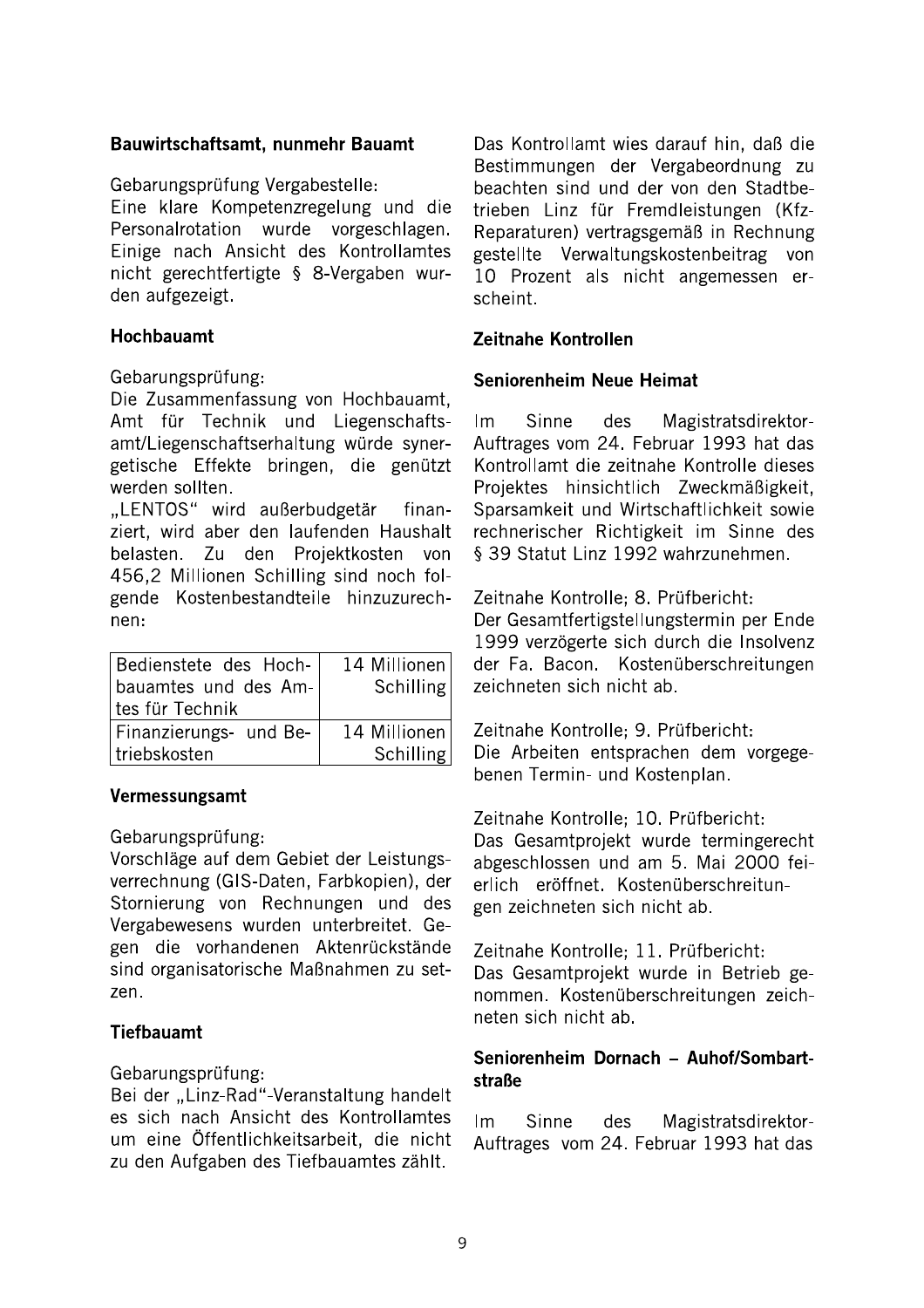### Bauwirtschaftsamt, nunmehr Bauamt

Gebarungsprüfung Vergabestelle:
Eine klare Kompetenzregelung und die Personalrotation wurde vorgeschlagen. Einige nach Ansicht des Kontrollamtes nicht gerechtfertigte § 8-Vergaben wurden aufgezeigt.

### Hochbauamt

Gebarungsprüfung:
Die Zusammenfassung von Hochbauamt, Amt für Technik und Liegenschaftsamt/Liegenschaftserhaltung würde synergetische Effekte bringen, die genützt werden sollten.
„LENTOS" wird außerbudgetär finanziert, wird aber den laufenden Haushalt belasten. Zu den Projektkosten von 456,2 Millionen Schilling sind noch folgende Kostenbestandteile hinzuzurechnen:

| | |
|---|---|
| Bedienstete des Hochbauamtes und des Amtes für Technik | 14 Millionen Schilling |
| Finanzierungs- und Betriebskosten | 14 Millionen Schilling |

### Vermessungsamt

Gebarungsprüfung:
Vorschläge auf dem Gebiet der Leistungsverrechnung (GIS-Daten, Farbkopien), der Stornierung von Rechnungen und des Vergabewesens wurden unterbreitet. Gegen die vorhandenen Aktenrückstände sind organisatorische Maßnahmen zu setzen.

### Tiefbauamt

Gebarungsprüfung:
Bei der „Linz-Rad"-Veranstaltung handelt es sich nach Ansicht des Kontrollamtes um eine Öffentlichkeitsarbeit, die nicht zu den Aufgaben des Tiefbauamtes zählt.

Das Kontrollamt wies darauf hin, daß die Bestimmungen der Vergabeordnung zu beachten sind und der von den Stadtbetrieben Linz für Fremdleistungen (Kfz-Reparaturen) vertragsgemäß in Rechnung gestellte Verwaltungskostenbeitrag von 10 Prozent als nicht angemessen erscheint.

## Zeitnahe Kontrollen

### Seniorenheim Neue Heimat

Im Sinne des Magistratsdirektor-Auftrages vom 24. Februar 1993 hat das Kontrollamt die zeitnahe Kontrolle dieses Projektes hinsichtlich Zweckmäßigkeit, Sparsamkeit und Wirtschaftlichkeit sowie rechnerischer Richtigkeit im Sinne des § 39 Statut Linz 1992 wahrzunehmen.

Zeitnahe Kontrolle; 8. Prüfbericht:
Der Gesamtfertigstellungstermin per Ende 1999 verzögerte sich durch die Insolvenz der Fa. Bacon. Kostenüberschreitungen zeichneten sich nicht ab.

Zeitnahe Kontrolle; 9. Prüfbericht:
Die Arbeiten entsprachen dem vorgegebenen Termin- und Kostenplan.

Zeitnahe Kontrolle; 10. Prüfbericht:
Das Gesamtprojekt wurde termingerecht abgeschlossen und am 5. Mai 2000 feierlich eröffnet. Kostenüberschreitungen zeichneten sich nicht ab.

Zeitnahe Kontrolle; 11. Prüfbericht:
Das Gesamtprojekt wurde in Betrieb genommen. Kostenüberschreitungen zeichneten sich nicht ab.

### Seniorenheim Dornach – Auhof/Sombartstraße

Im Sinne des Magistratsdirektor-Auftrages vom 24. Februar 1993 hat das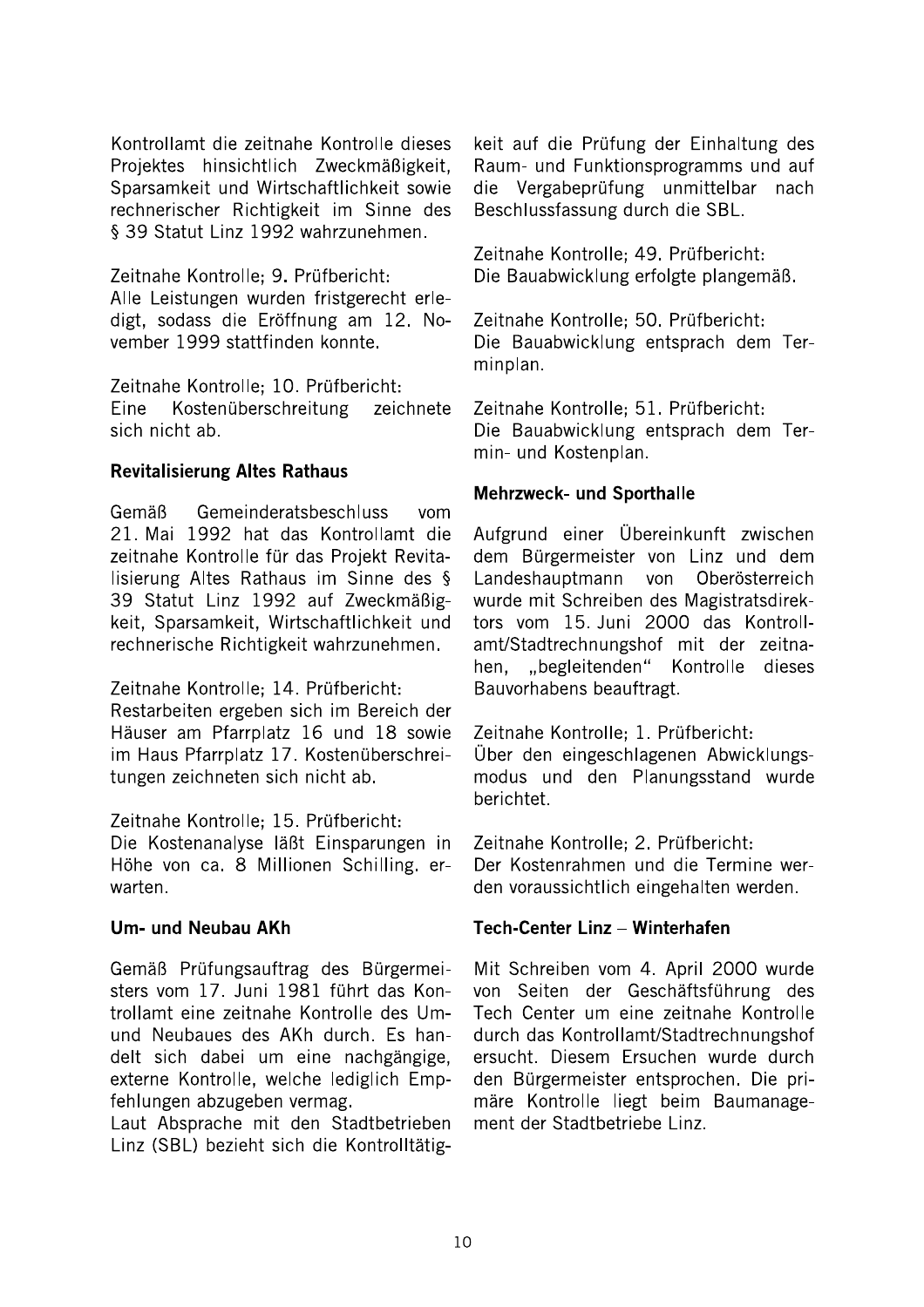Kontrollamt die zeitnahe Kontrolle dieses Projektes hinsichtlich Zweckmäßigkeit, Sparsamkeit und Wirtschaftlichkeit sowie rechnerischer Richtigkeit im Sinne des § 39 Statut Linz 1992 wahrzunehmen.

Zeitnahe Kontrolle; 9. Prüfbericht:
Alle Leistungen wurden fristgerecht erledigt, sodass die Eröffnung am 12. November 1999 stattfinden konnte.

Zeitnahe Kontrolle; 10. Prüfbericht:
Eine Kostenüberschreitung zeichnete sich nicht ab.

**Revitalisierung Altes Rathaus**

Gemäß Gemeinderatsbeschluss vom 21. Mai 1992 hat das Kontrollamt die zeitnahe Kontrolle für das Projekt Revitalisierung Altes Rathaus im Sinne des § 39 Statut Linz 1992 auf Zweckmäßigkeit, Sparsamkeit, Wirtschaftlichkeit und rechnerische Richtigkeit wahrzunehmen.

Zeitnahe Kontrolle; 14. Prüfbericht:
Restarbeiten ergeben sich im Bereich der Häuser am Pfarrplatz 16 und 18 sowie im Haus Pfarrplatz 17. Kostenüberschreitungen zeichneten sich nicht ab.

Zeitnahe Kontrolle; 15. Prüfbericht:
Die Kostenanalyse läßt Einsparungen in Höhe von ca. 8 Millionen Schilling. erwarten.

**Um- und Neubau AKh**

Gemäß Prüfungsauftrag des Bürgermeisters vom 17. Juni 1981 führt das Kontrollamt eine zeitnahe Kontrolle des Um- und Neubaues des AKh durch. Es handelt sich dabei um eine nachgängige, externe Kontrolle, welche lediglich Empfehlungen abzugeben vermag.
Laut Absprache mit den Stadtbetrieben Linz (SBL) bezieht sich die Kontrolltätigkeit auf die Prüfung der Einhaltung des Raum- und Funktionsprogramms und auf die Vergabeprüfung unmittelbar nach Beschlussfassung durch die SBL.

Zeitnahe Kontrolle; 49. Prüfbericht:
Die Bauabwicklung erfolgte plangemäß.

Zeitnahe Kontrolle; 50. Prüfbericht:
Die Bauabwicklung entsprach dem Terminplan.

Zeitnahe Kontrolle; 51. Prüfbericht:
Die Bauabwicklung entsprach dem Termin- und Kostenplan.

**Mehrzweck- und Sporthalle**

Aufgrund einer Übereinkunft zwischen dem Bürgermeister von Linz und dem Landeshauptmann von Oberösterreich wurde mit Schreiben des Magistratsdirektors vom 15. Juni 2000 das Kontrollamt/Stadtrechnungshof mit der zeitnahen, „begleitenden" Kontrolle dieses Bauvorhabens beauftragt.

Zeitnahe Kontrolle; 1. Prüfbericht:
Über den eingeschlagenen Abwicklungsmodus und den Planungsstand wurde berichtet.

Zeitnahe Kontrolle; 2. Prüfbericht:
Der Kostenrahmen und die Termine werden voraussichtlich eingehalten werden.

**Tech-Center Linz – Winterhafen**

Mit Schreiben vom 4. April 2000 wurde von Seiten der Geschäftsführung des Tech Center um eine zeitnahe Kontrolle durch das Kontrollamt/Stadtrechnungshof ersucht. Diesem Ersuchen wurde durch den Bürgermeister entsprochen. Die primäre Kontrolle liegt beim Baumanagement der Stadtbetriebe Linz.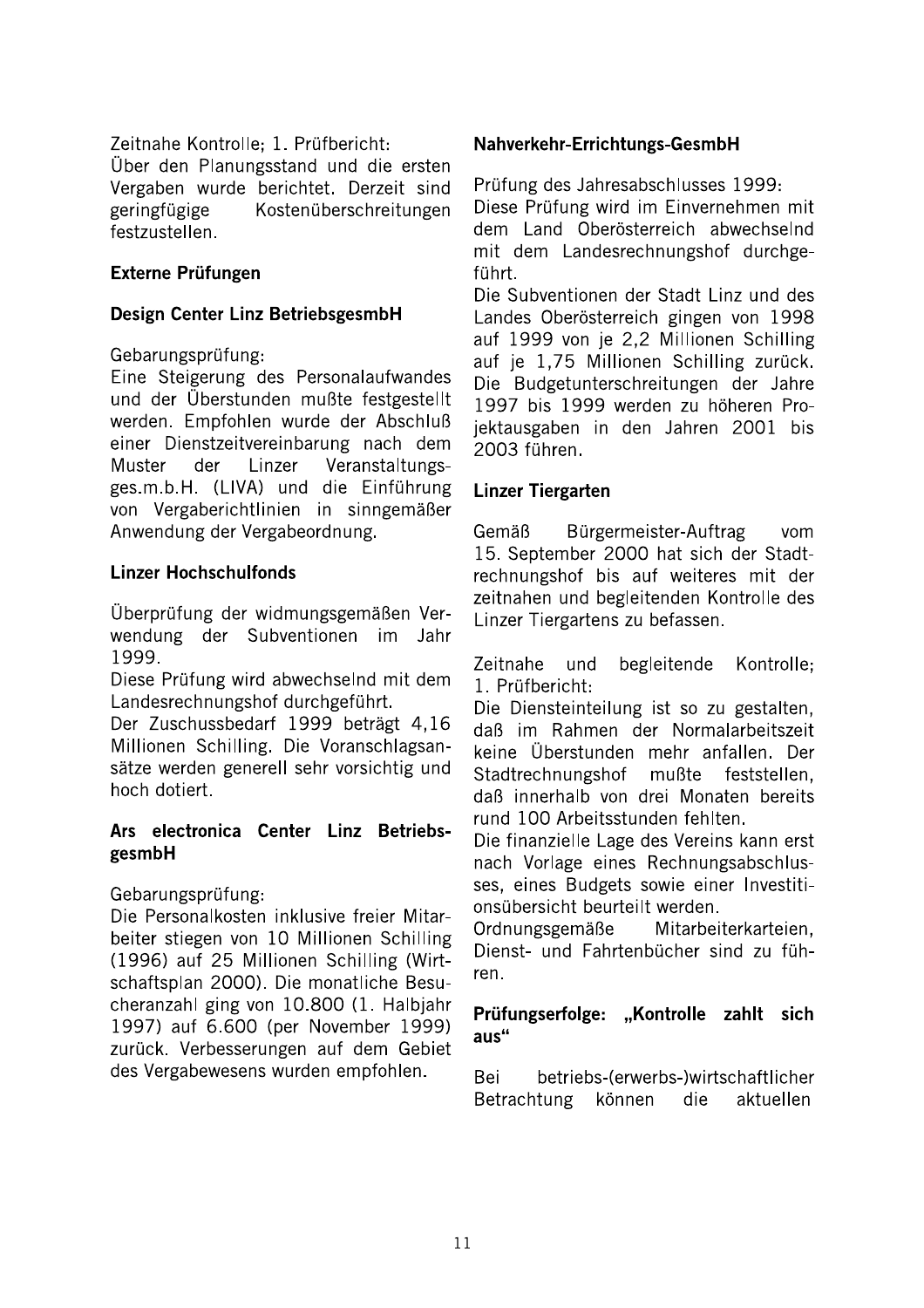Zeitnahe Kontrolle; 1. Prüfbericht:
Über den Planungsstand und die ersten Vergaben wurde berichtet. Derzeit sind geringfügige Kostenüberschreitungen festzustellen.

**Externe Prüfungen**

**Design Center Linz BetriebsgesmbH**

Gebarungsprüfung:
Eine Steigerung des Personalaufwandes und der Überstunden mußte festgestellt werden. Empfohlen wurde der Abschluß einer Dienstzeitvereinbarung nach dem Muster der Linzer Veranstaltungsges.m.b.H. (LIVA) und die Einführung von Vergaberichtlinien in sinngemäßer Anwendung der Vergabeordnung.

**Linzer Hochschulfonds**

Überprüfung der widmungsgemäßen Verwendung der Subventionen im Jahr 1999.
Diese Prüfung wird abwechselnd mit dem Landesrechnungshof durchgeführt.
Der Zuschussbedarf 1999 beträgt 4,16 Millionen Schilling. Die Voranschlagsansätze werden generell sehr vorsichtig und hoch dotiert.

**Ars electronica Center Linz BetriebsgesmbH**

Gebarungsprüfung:
Die Personalkosten inklusive freier Mitarbeiter stiegen von 10 Millionen Schilling (1996) auf 25 Millionen Schilling (Wirtschaftsplan 2000). Die monatliche Besucheranzahl ging von 10.800 (1. Halbjahr 1997) auf 6.600 (per November 1999) zurück. Verbesserungen auf dem Gebiet des Vergabewesens wurden empfohlen.

**Nahverkehr-Errichtungs-GesmbH**

Prüfung des Jahresabschlusses 1999:
Diese Prüfung wird im Einvernehmen mit dem Land Oberösterreich abwechselnd mit dem Landesrechnungshof durchgeführt.
Die Subventionen der Stadt Linz und des Landes Oberösterreich gingen von 1998 auf 1999 von je 2,2 Millionen Schilling auf je 1,75 Millionen Schilling zurück. Die Budgetunterschreitungen der Jahre 1997 bis 1999 werden zu höheren Projektausgaben in den Jahren 2001 bis 2003 führen.

**Linzer Tiergarten**

Gemäß Bürgermeister-Auftrag vom 15. September 2000 hat sich der Stadtrechnungshof bis auf weiteres mit der zeitnahen und begleitenden Kontrolle des Linzer Tiergartens zu befassen.

Zeitnahe und begleitende Kontrolle; 1. Prüfbericht:
Die Diensteinteilung ist so zu gestalten, daß im Rahmen der Normalarbeitszeit keine Überstunden mehr anfallen. Der Stadtrechnungshof mußte feststellen, daß innerhalb von drei Monaten bereits rund 100 Arbeitsstunden fehlten.
Die finanzielle Lage des Vereins kann erst nach Vorlage eines Rechnungsabschlusses, eines Budgets sowie einer Investitionsübersicht beurteilt werden.
Ordnungsgemäße Mitarbeiterkarteien, Dienst- und Fahrtenbücher sind zu führen.

**Prüfungserfolge: „Kontrolle zahlt sich aus“**

Bei betriebs-(erwerbs-)wirtschaftlicher Betrachtung können die aktuellen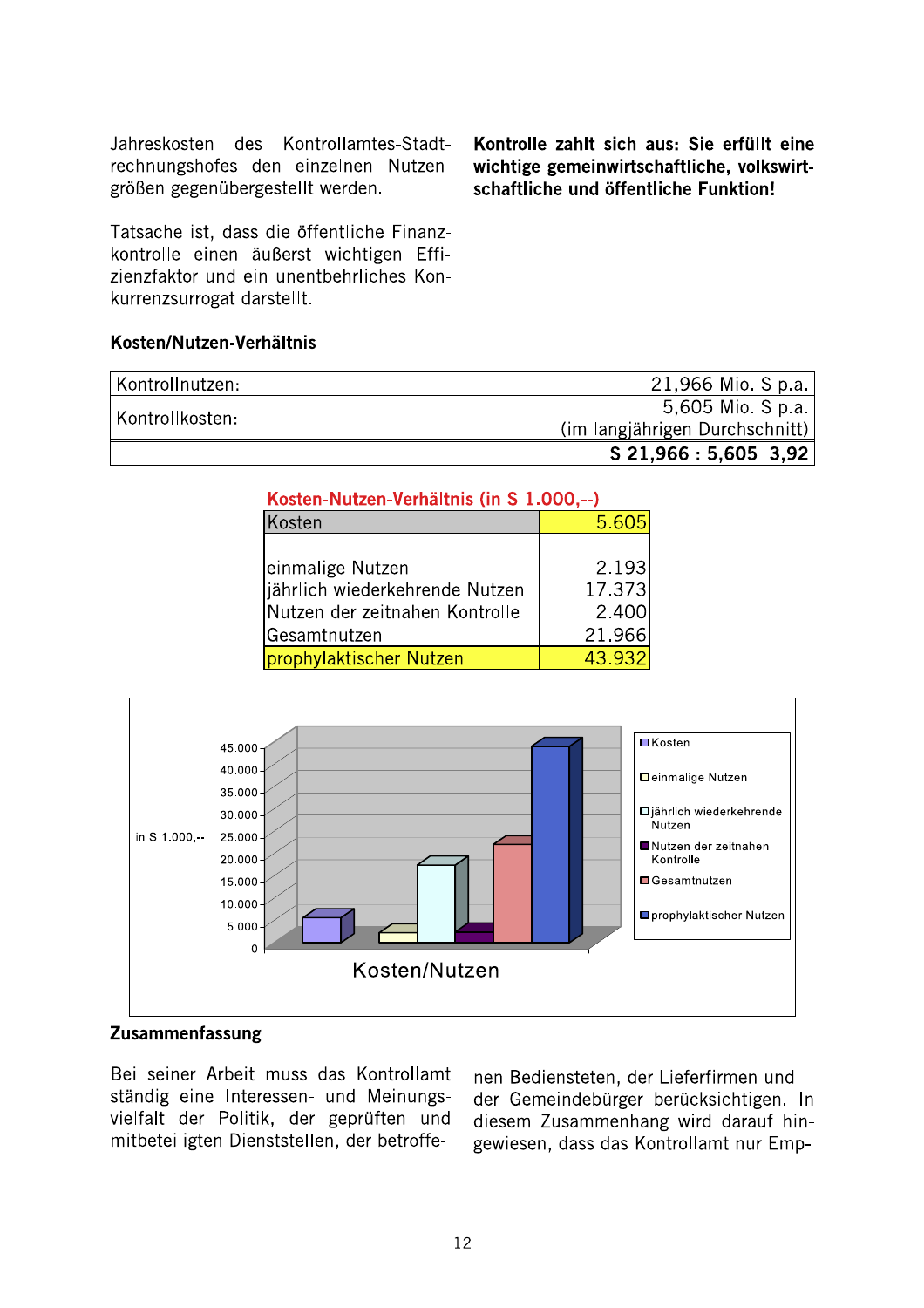Jahreskosten des Kontrollamtes-Stadtrechnungshofes den einzelnen Nutzengrößen gegenübergestellt werden.

Tatsache ist, dass die öffentliche Finanzkontrolle einen äußerst wichtigen Effizienzfaktor und ein unentbehrliches Konkurrenzsurrogat darstellt.

**Kontrolle zahlt sich aus: Sie erfüllt eine wichtige gemeinwirtschaftliche, volkswirtschaftliche und öffentliche Funktion!**

### Kosten/Nutzen-Verhältnis

| | |
|---|---|
| Kontrollnutzen: | 21,966 Mio. S p.a. |
| Kontrollkosten: | 5,605 Mio. S p.a. (im langjährigen Durchschnitt) |
| | **S 21,966 : 5,605 3,92** |

**Kosten-Nutzen-Verhältnis (in S 1.000,--)**

| Kosten | 5.605 |
|---|---:|
| einmalige Nutzen | 2.193 |
| jährlich wiederkehrende Nutzen | 17.373 |
| Nutzen der zeitnahen Kontrolle | 2.400 |
| Gesamtnutzen | 21.966 |
| prophylaktischer Nutzen | 43.932 |

### Zusammenfassung

Bei seiner Arbeit muss das Kontrollamt ständig eine Interessen- und Meinungsvielfalt der Politik, der geprüften und mitbeteiligten Dienststellen, der betroffenen Bediensteten, der Lieferfirmen und der Gemeindebürger berücksichtigen. In diesem Zusammenhang wird darauf hingewiesen, dass das Kontrollamt nur Emp-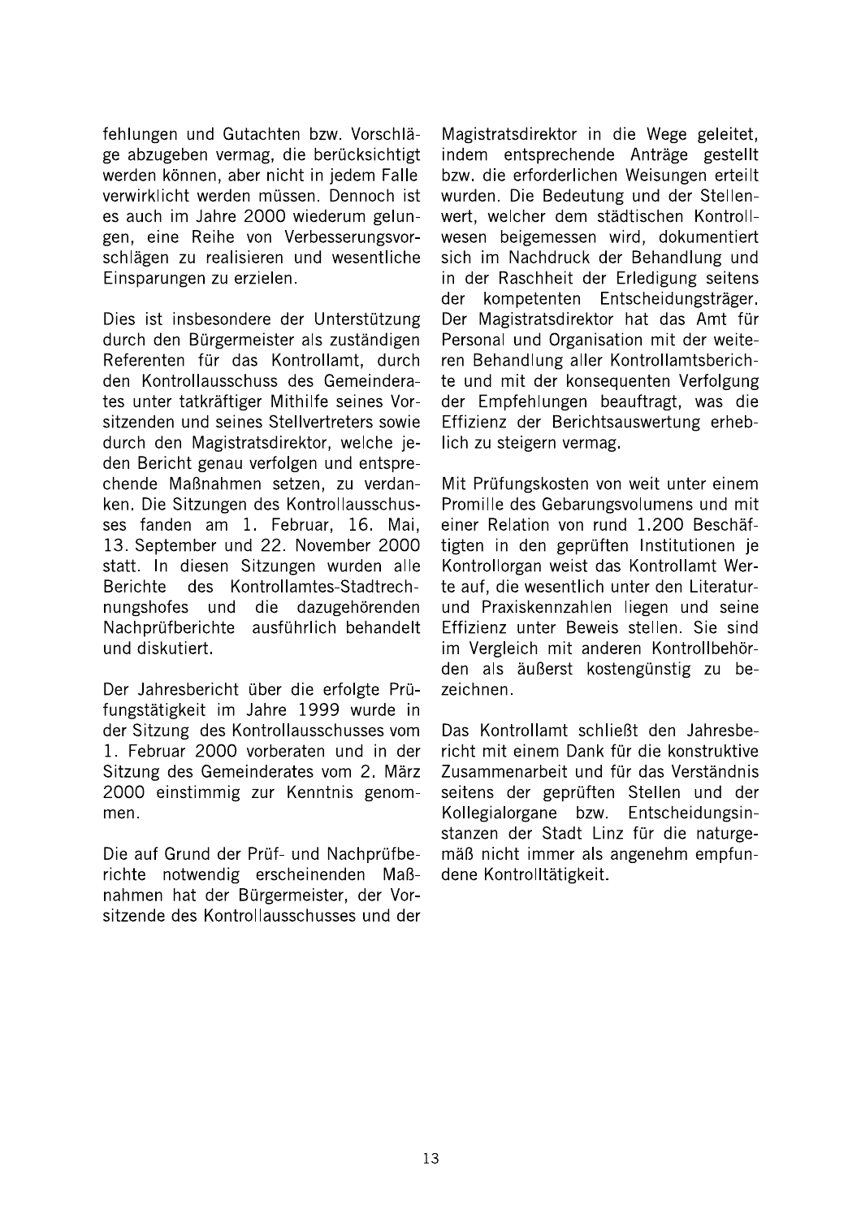fehlungen und Gutachten bzw. Vorschläge abzugeben vermag, die berücksichtigt werden können, aber nicht in jedem Falle verwirklicht werden müssen. Dennoch ist es auch im Jahre 2000 wiederum gelungen, eine Reihe von Verbesserungsvorschlägen zu realisieren und wesentliche Einsparungen zu erzielen.

Dies ist insbesondere der Unterstützung durch den Bürgermeister als zuständigen Referenten für das Kontrollamt, durch den Kontrollausschuss des Gemeinderates unter tatkräftiger Mithilfe seines Vorsitzenden und seines Stellvertreters sowie durch den Magistratsdirektor, welche jeden Bericht genau verfolgen und entsprechende Maßnahmen setzen, zu verdanken. Die Sitzungen des Kontrollausschusses fanden am 1. Februar, 16. Mai, 13. September und 22. November 2000 statt. In diesen Sitzungen wurden alle Berichte des Kontrollamtes-Stadtrechnungshofes und die dazugehörenden Nachprüfberichte ausführlich behandelt und diskutiert.

Der Jahresbericht über die erfolgte Prüfungstätigkeit im Jahre 1999 wurde in der Sitzung des Kontrollausschusses vom 1. Februar 2000 vorberaten und in der Sitzung des Gemeinderates vom 2. März 2000 einstimmig zur Kenntnis genommen.

Die auf Grund der Prüf- und Nachprüfberichte notwendig erscheinenden Maßnahmen hat der Bürgermeister, der Vorsitzende des Kontrollausschusses und der Magistratsdirektor in die Wege geleitet, indem entsprechende Anträge gestellt bzw. die erforderlichen Weisungen erteilt wurden. Die Bedeutung und der Stellenwert, welcher dem städtischen Kontrollwesen beigemessen wird, dokumentiert sich im Nachdruck der Behandlung und in der Raschheit der Erledigung seitens der kompetenten Entscheidungsträger. Der Magistratsdirektor hat das Amt für Personal und Organisation mit der weiteren Behandlung aller Kontrollamtsberichte und mit der konsequenten Verfolgung der Empfehlungen beauftragt, was die Effizienz der Berichtsauswertung erheblich zu steigern vermag.

Mit Prüfungskosten von weit unter einem Promille des Gebarungsvolumens und mit einer Relation von rund 1.200 Beschäftigten in den geprüften Institutionen je Kontrollorgan weist das Kontrollamt Werte auf, die wesentlich unter den Literatur- und Praxiskennzahlen liegen und seine Effizienz unter Beweis stellen. Sie sind im Vergleich mit anderen Kontrollbehörden als äußerst kostengünstig zu bezeichnen.

Das Kontrollamt schließt den Jahresbericht mit einem Dank für die konstruktive Zusammenarbeit und für das Verständnis seitens der geprüften Stellen und der Kollegialorgane bzw. Entscheidungsinstanzen der Stadt Linz für die naturgemäß nicht immer als angenehm empfundene Kontrolltätigkeit.